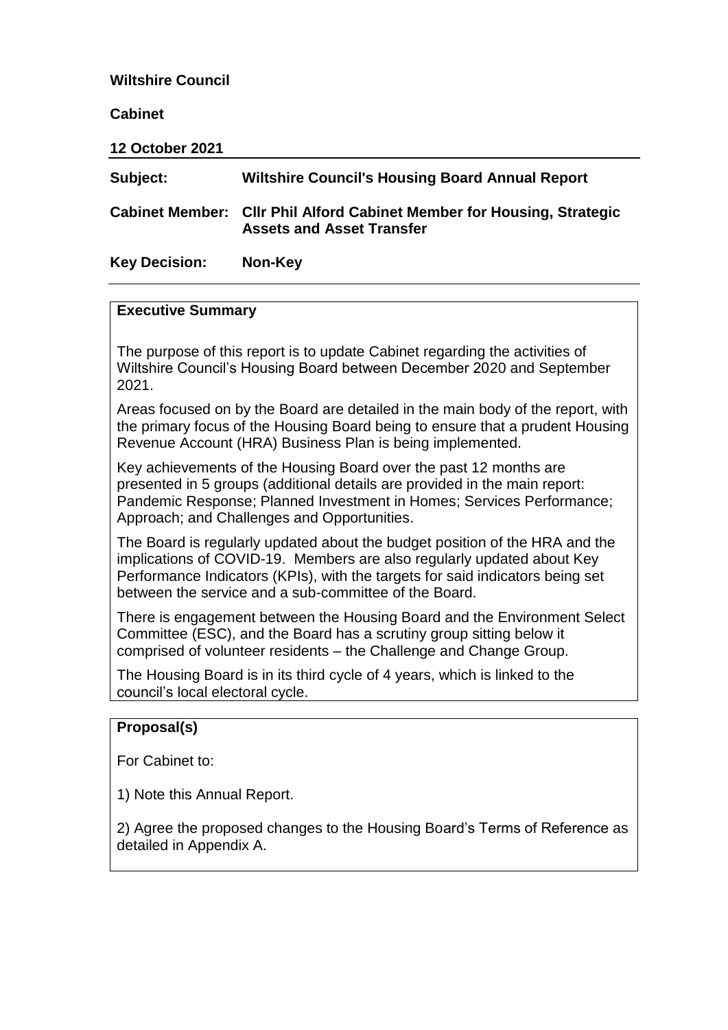**Wiltshire Council**

**Cabinet**

**12 October 2021**

| | |
|---|---|
| **Subject:** | **Wiltshire Council's Housing Board Annual Report** |
| **Cabinet Member:** | **Cllr Phil Alford Cabinet Member for Housing, Strategic Assets and Asset Transfer** |
| **Key Decision:** | **Non-Key** |

**Executive Summary**

The purpose of this report is to update Cabinet regarding the activities of Wiltshire Council's Housing Board between December 2020 and September 2021.

Areas focused on by the Board are detailed in the main body of the report, with the primary focus of the Housing Board being to ensure that a prudent Housing Revenue Account (HRA) Business Plan is being implemented.

Key achievements of the Housing Board over the past 12 months are presented in 5 groups (additional details are provided in the main report: Pandemic Response; Planned Investment in Homes; Services Performance; Approach; and Challenges and Opportunities.

The Board is regularly updated about the budget position of the HRA and the implications of COVID-19. Members are also regularly updated about Key Performance Indicators (KPIs), with the targets for said indicators being set between the service and a sub-committee of the Board.

There is engagement between the Housing Board and the Environment Select Committee (ESC), and the Board has a scrutiny group sitting below it comprised of volunteer residents – the Challenge and Change Group.

The Housing Board is in its third cycle of 4 years, which is linked to the council's local electoral cycle.

**Proposal(s)**

For Cabinet to:

1) Note this Annual Report.

2) Agree the proposed changes to the Housing Board's Terms of Reference as detailed in Appendix A.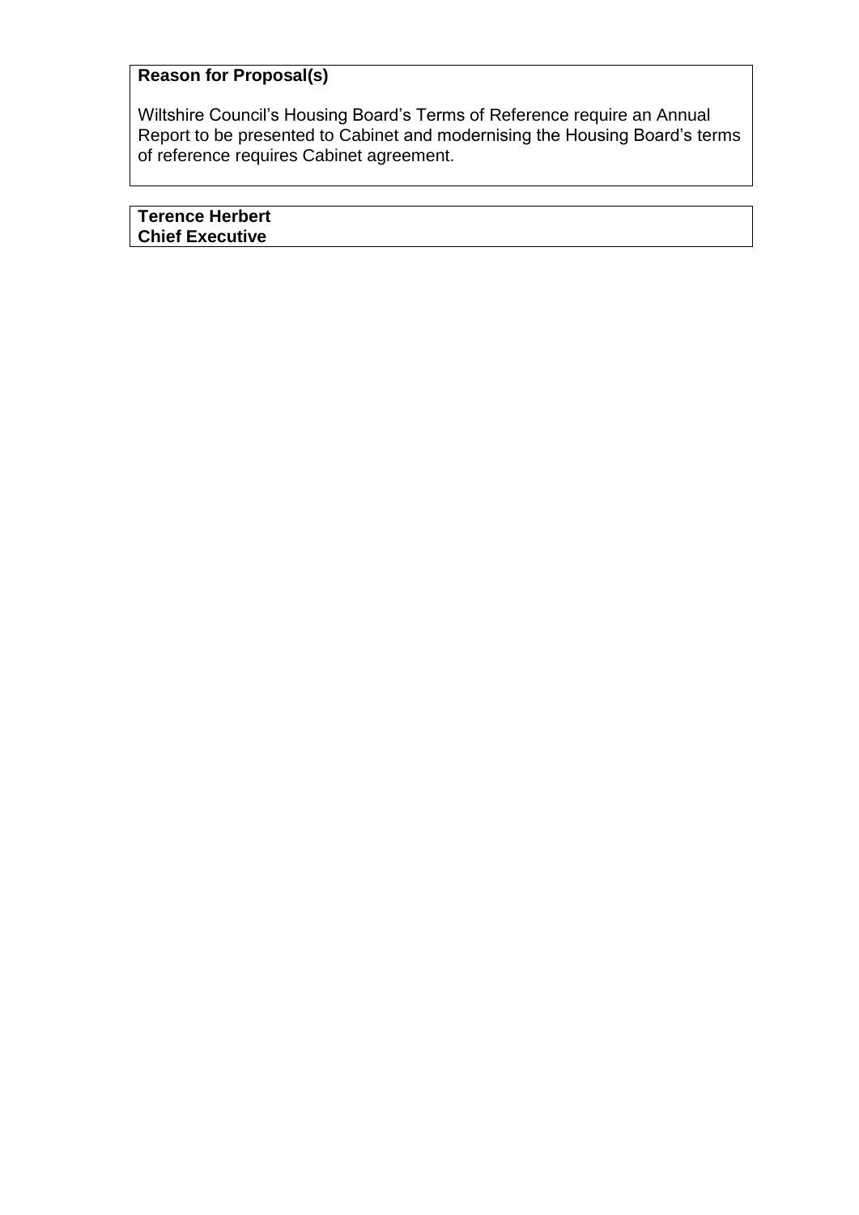**Reason for Proposal(s)**

Wiltshire Council's Housing Board's Terms of Reference require an Annual Report to be presented to Cabinet and modernising the Housing Board's terms of reference requires Cabinet agreement.

**Terence Herbert**
**Chief Executive**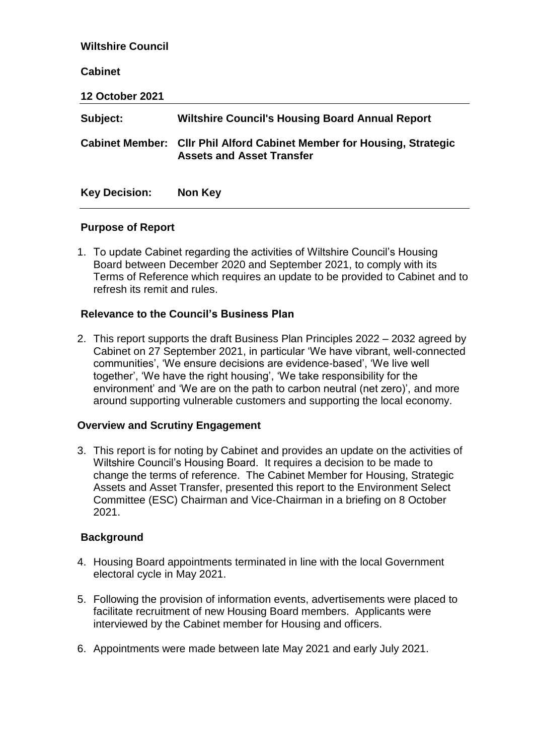**Wiltshire Council**

**Cabinet**

**12 October 2021**

| | |
|---|---|
| **Subject:** | **Wiltshire Council's Housing Board Annual Report** |
| **Cabinet Member:** | **Cllr Phil Alford Cabinet Member for Housing, Strategic Assets and Asset Transfer** |
| **Key Decision:** | **Non Key** |

## Purpose of Report

1. To update Cabinet regarding the activities of Wiltshire Council's Housing Board between December 2020 and September 2021, to comply with its Terms of Reference which requires an update to be provided to Cabinet and to refresh its remit and rules.

## Relevance to the Council's Business Plan

2. This report supports the draft Business Plan Principles 2022 – 2032 agreed by Cabinet on 27 September 2021, in particular 'We have vibrant, well-connected communities', 'We ensure decisions are evidence-based', 'We live well together', 'We have the right housing', 'We take responsibility for the environment' and 'We are on the path to carbon neutral (net zero)', and more around supporting vulnerable customers and supporting the local economy.

## Overview and Scrutiny Engagement

3. This report is for noting by Cabinet and provides an update on the activities of Wiltshire Council's Housing Board. It requires a decision to be made to change the terms of reference. The Cabinet Member for Housing, Strategic Assets and Asset Transfer, presented this report to the Environment Select Committee (ESC) Chairman and Vice-Chairman in a briefing on 8 October 2021.

## Background

4. Housing Board appointments terminated in line with the local Government electoral cycle in May 2021.

5. Following the provision of information events, advertisements were placed to facilitate recruitment of new Housing Board members. Applicants were interviewed by the Cabinet member for Housing and officers.

6. Appointments were made between late May 2021 and early July 2021.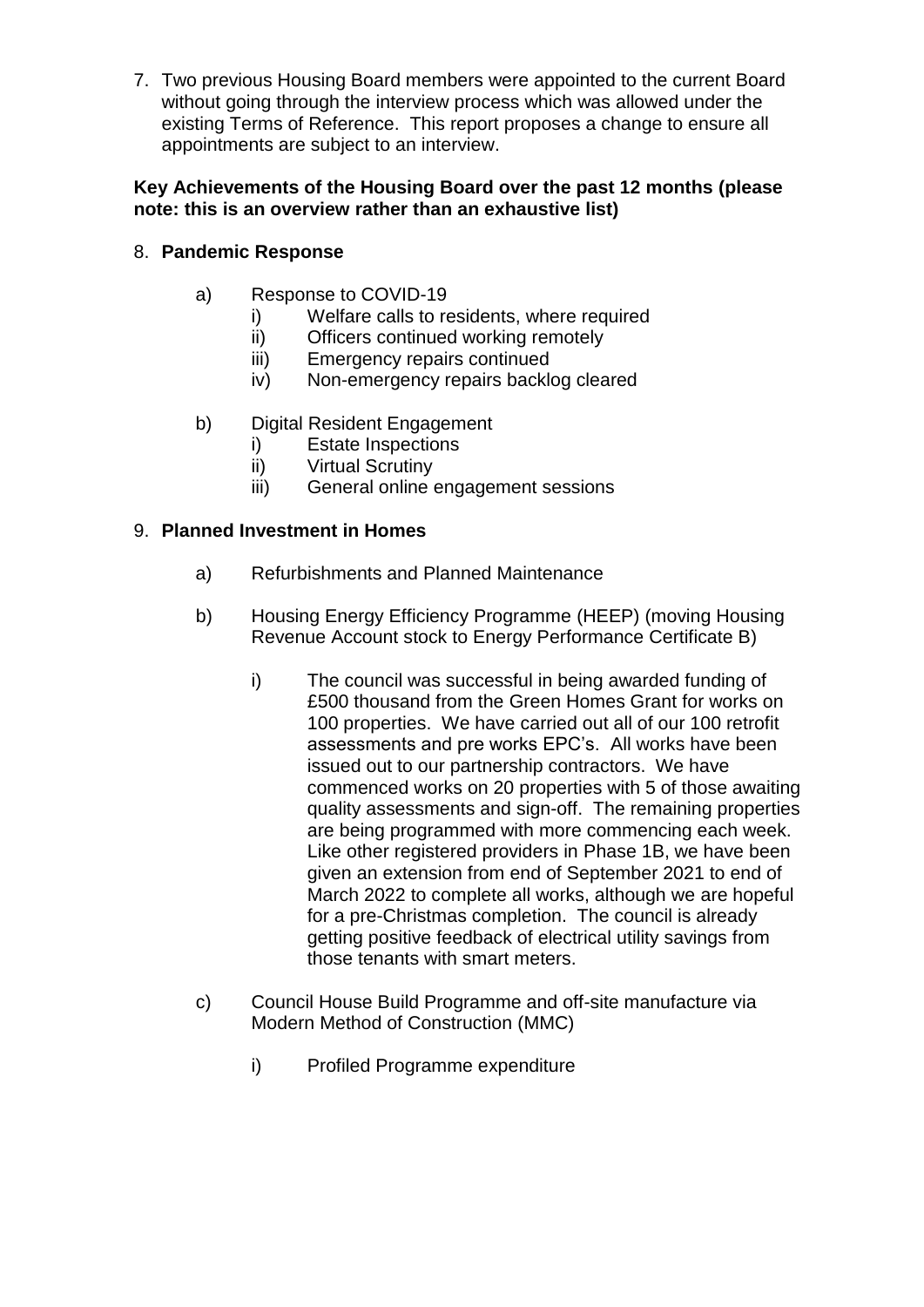7. Two previous Housing Board members were appointed to the current Board without going through the interview process which was allowed under the existing Terms of Reference. This report proposes a change to ensure all appointments are subject to an interview.

**Key Achievements of the Housing Board over the past 12 months (please note: this is an overview rather than an exhaustive list)**

8. **Pandemic Response**

   a) Response to COVID-19
      i) Welfare calls to residents, where required
      ii) Officers continued working remotely
      iii) Emergency repairs continued
      iv) Non-emergency repairs backlog cleared

   b) Digital Resident Engagement
      i) Estate Inspections
      ii) Virtual Scrutiny
      iii) General online engagement sessions

9. **Planned Investment in Homes**

   a) Refurbishments and Planned Maintenance

   b) Housing Energy Efficiency Programme (HEEP) (moving Housing Revenue Account stock to Energy Performance Certificate B)

      i) The council was successful in being awarded funding of £500 thousand from the Green Homes Grant for works on 100 properties. We have carried out all of our 100 retrofit assessments and pre works EPC's. All works have been issued out to our partnership contractors. We have commenced works on 20 properties with 5 of those awaiting quality assessments and sign-off. The remaining properties are being programmed with more commencing each week. Like other registered providers in Phase 1B, we have been given an extension from end of September 2021 to end of March 2022 to complete all works, although we are hopeful for a pre-Christmas completion. The council is already getting positive feedback of electrical utility savings from those tenants with smart meters.

   c) Council House Build Programme and off-site manufacture via Modern Method of Construction (MMC)

      i) Profiled Programme expenditure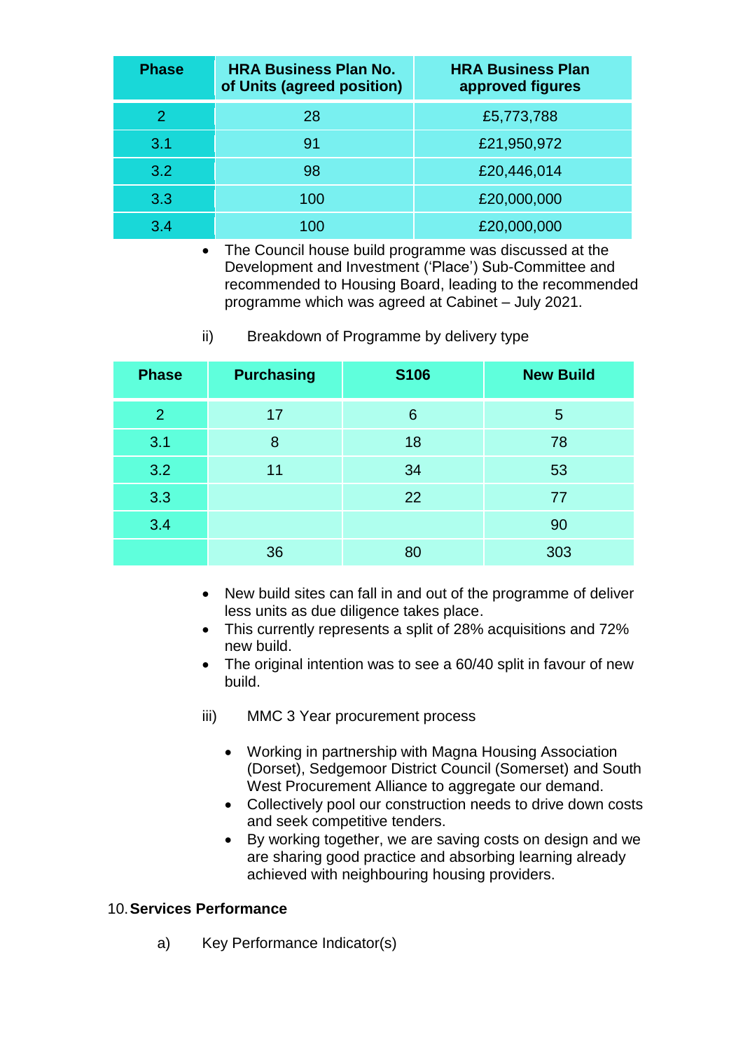| Phase | HRA Business Plan No. of Units (agreed position) | HRA Business Plan approved figures |
|---|---|---|
| 2 | 28 | £5,773,788 |
| 3.1 | 91 | £21,950,972 |
| 3.2 | 98 | £20,446,014 |
| 3.3 | 100 | £20,000,000 |
| 3.4 | 100 | £20,000,000 |

- The Council house build programme was discussed at the Development and Investment ('Place') Sub-Committee and recommended to Housing Board, leading to the recommended programme which was agreed at Cabinet – July 2021.

ii) Breakdown of Programme by delivery type

| Phase | Purchasing | S106 | New Build |
|---|---|---|---|
| 2 | 17 | 6 | 5 |
| 3.1 | 8 | 18 | 78 |
| 3.2 | 11 | 34 | 53 |
| 3.3 | | 22 | 77 |
| 3.4 | | | 90 |
| | 36 | 80 | 303 |

- New build sites can fall in and out of the programme of deliver less units as due diligence takes place.
- This currently represents a split of 28% acquisitions and 72% new build.
- The original intention was to see a 60/40 split in favour of new build.

iii) MMC 3 Year procurement process

- Working in partnership with Magna Housing Association (Dorset), Sedgemoor District Council (Somerset) and South West Procurement Alliance to aggregate our demand.
- Collectively pool our construction needs to drive down costs and seek competitive tenders.
- By working together, we are saving costs on design and we are sharing good practice and absorbing learning already achieved with neighbouring housing providers.

## 10. Services Performance

a) Key Performance Indicator(s)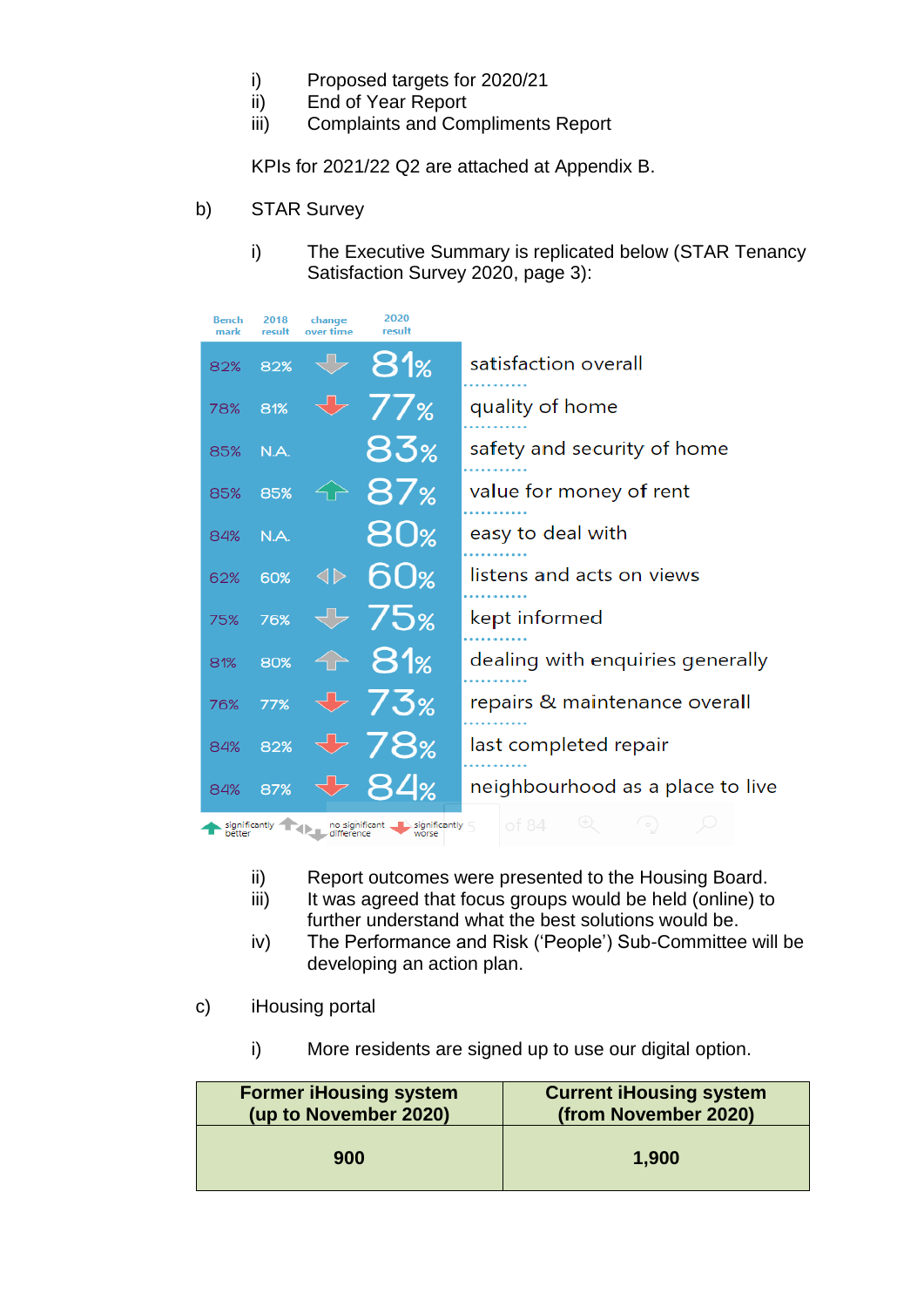i) Proposed targets for 2020/21
ii) End of Year Report
iii) Complaints and Compliments Report

KPIs for 2021/22 Q2 are attached at Appendix B.

b) STAR Survey

i) The Executive Summary is replicated below (STAR Tenancy Satisfaction Survey 2020, page 3):

| Bench mark | 2018 result | change over time | 2020 result | |
|---|---|---|---|---|
| 82% | 82% | no significant difference (down) | 81% | satisfaction overall |
| 78% | 81% | significantly worse | 77% | quality of home |
| 85% | N.A. | | 83% | safety and security of home |
| 85% | 85% | significantly better | 87% | value for money of rent |
| 84% | N.A. | | 80% | easy to deal with |
| 62% | 60% | no significant difference | 60% | listens and acts on views |
| 75% | 76% | no significant difference (down) | 75% | kept informed |
| 81% | 80% | no significant difference (up) | 81% | dealing with enquiries generally |
| 76% | 77% | significantly worse | 73% | repairs & maintenance overall |
| 84% | 82% | significantly worse | 78% | last completed repair |
| 84% | 87% | significantly worse | 84% | neighbourhood as a place to live |

Key: significantly better; no significant difference; significantly worse

ii) Report outcomes were presented to the Housing Board.
iii) It was agreed that focus groups would be held (online) to further understand what the best solutions would be.
iv) The Performance and Risk ('People') Sub-Committee will be developing an action plan.

c) iHousing portal

i) More residents are signed up to use our digital option.

| Former iHousing system (up to November 2020) | Current iHousing system (from November 2020) |
|---|---|
| **900** | **1,900** |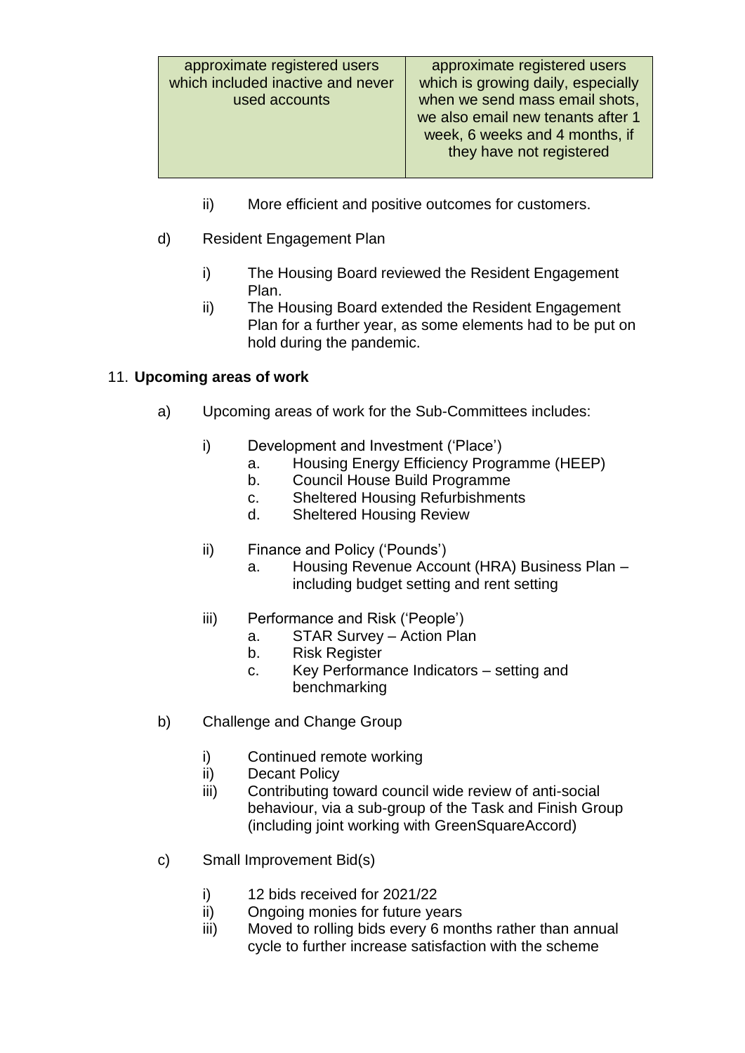| approximate registered users which included inactive and never used accounts | approximate registered users which is growing daily, especially when we send mass email shots, we also email new tenants after 1 week, 6 weeks and 4 months, if they have not registered |
|---|---|

ii) More efficient and positive outcomes for customers.

d) Resident Engagement Plan

i) The Housing Board reviewed the Resident Engagement Plan.
ii) The Housing Board extended the Resident Engagement Plan for a further year, as some elements had to be put on hold during the pandemic.

11. **Upcoming areas of work**

a) Upcoming areas of work for the Sub-Committees includes:

i) Development and Investment ('Place')
   a. Housing Energy Efficiency Programme (HEEP)
   b. Council House Build Programme
   c. Sheltered Housing Refurbishments
   d. Sheltered Housing Review

ii) Finance and Policy ('Pounds')
   a. Housing Revenue Account (HRA) Business Plan – including budget setting and rent setting

iii) Performance and Risk ('People')
   a. STAR Survey – Action Plan
   b. Risk Register
   c. Key Performance Indicators – setting and benchmarking

b) Challenge and Change Group

i) Continued remote working
ii) Decant Policy
iii) Contributing toward council wide review of anti-social behaviour, via a sub-group of the Task and Finish Group (including joint working with GreenSquareAccord)

c) Small Improvement Bid(s)

i) 12 bids received for 2021/22
ii) Ongoing monies for future years
iii) Moved to rolling bids every 6 months rather than annual cycle to further increase satisfaction with the scheme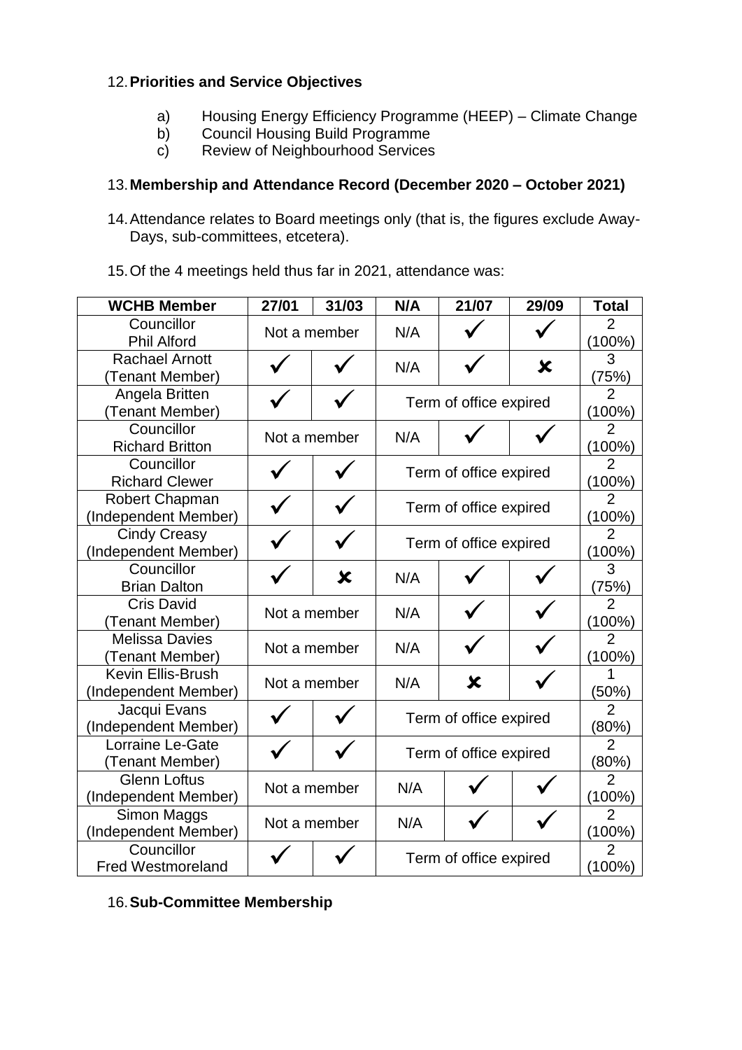12. **Priorities and Service Objectives**

 a) Housing Energy Efficiency Programme (HEEP) – Climate Change
 b) Council Housing Build Programme
 c) Review of Neighbourhood Services

13. **Membership and Attendance Record (December 2020 – October 2021)**

14. Attendance relates to Board meetings only (that is, the figures exclude Away-Days, sub-committees, etcetera).

15. Of the 4 meetings held thus far in 2021, attendance was:

| WCHB Member | 27/01 | 31/03 | N/A | 21/07 | 29/09 | Total |
|---|---|---|---|---|---|---|
| Councillor Phil Alford | Not a member | | N/A | ✓ | ✓ | 2 (100%) |
| Rachael Arnott (Tenant Member) | ✓ | ✓ | N/A | ✓ | ✗ | 3 (75%) |
| Angela Britten (Tenant Member) | ✓ | ✓ | Term of office expired | | | 2 (100%) |
| Councillor Richard Britton | Not a member | | N/A | ✓ | ✓ | 2 (100%) |
| Councillor Richard Clewer | ✓ | ✓ | Term of office expired | | | 2 (100%) |
| Robert Chapman (Independent Member) | ✓ | ✓ | Term of office expired | | | 2 (100%) |
| Cindy Creasy (Independent Member) | ✓ | ✓ | Term of office expired | | | 2 (100%) |
| Councillor Brian Dalton | ✓ | ✗ | N/A | ✓ | ✓ | 3 (75%) |
| Cris David (Tenant Member) | Not a member | | N/A | ✓ | ✓ | 2 (100%) |
| Melissa Davies (Tenant Member) | Not a member | | N/A | ✓ | ✓ | 2 (100%) |
| Kevin Ellis-Brush (Independent Member) | Not a member | | N/A | ✗ | ✓ | 1 (50%) |
| Jacqui Evans (Independent Member) | ✓ | ✓ | Term of office expired | | | 2 (80%) |
| Lorraine Le-Gate (Tenant Member) | ✓ | ✓ | Term of office expired | | | 2 (80%) |
| Glenn Loftus (Independent Member) | Not a member | | N/A | ✓ | ✓ | 2 (100%) |
| Simon Maggs (Independent Member) | Not a member | | N/A | ✓ | ✓ | 2 (100%) |
| Councillor Fred Westmoreland | ✓ | ✓ | Term of office expired | | | 2 (100%) |

16. **Sub-Committee Membership**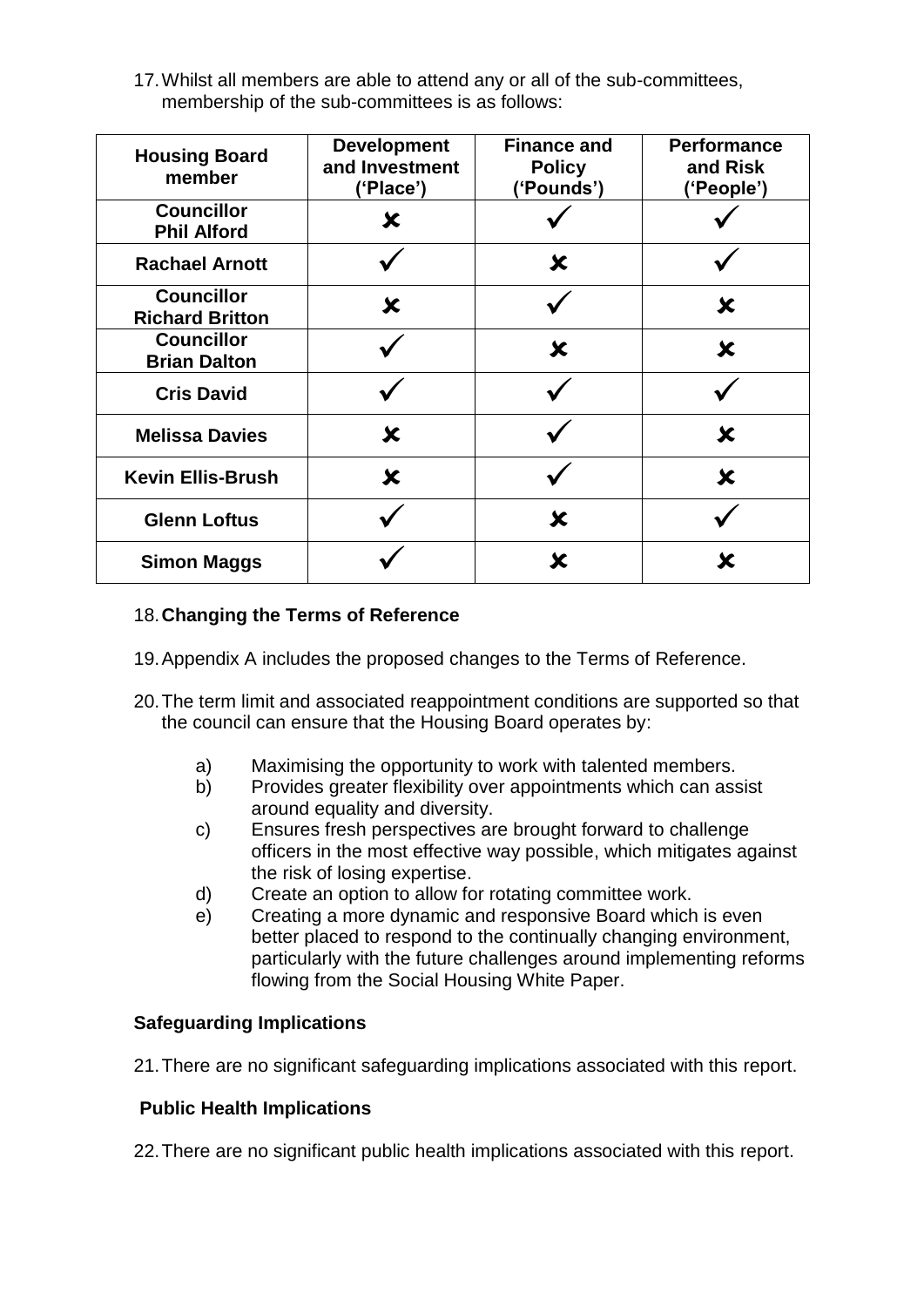17. Whilst all members are able to attend any or all of the sub-committees, membership of the sub-committees is as follows:

| Housing Board member | Development and Investment ('Place') | Finance and Policy ('Pounds') | Performance and Risk ('People') |
|---|---|---|---|
| Councillor Phil Alford | ✘ | ✓ | ✓ |
| Rachael Arnott | ✓ | ✘ | ✓ |
| Councillor Richard Britton | ✘ | ✓ | ✘ |
| Councillor Brian Dalton | ✓ | ✘ | ✘ |
| Cris David | ✓ | ✓ | ✓ |
| Melissa Davies | ✘ | ✓ | ✘ |
| Kevin Ellis-Brush | ✘ | ✓ | ✘ |
| Glenn Loftus | ✓ | ✘ | ✓ |
| Simon Maggs | ✓ | ✘ | ✘ |

18. **Changing the Terms of Reference**

19. Appendix A includes the proposed changes to the Terms of Reference.

20. The term limit and associated reappointment conditions are supported so that the council can ensure that the Housing Board operates by:

    a) Maximising the opportunity to work with talented members.
    b) Provides greater flexibility over appointments which can assist around equality and diversity.
    c) Ensures fresh perspectives are brought forward to challenge officers in the most effective way possible, which mitigates against the risk of losing expertise.
    d) Create an option to allow for rotating committee work.
    e) Creating a more dynamic and responsive Board which is even better placed to respond to the continually changing environment, particularly with the future challenges around implementing reforms flowing from the Social Housing White Paper.

**Safeguarding Implications**

21. There are no significant safeguarding implications associated with this report.

**Public Health Implications**

22. There are no significant public health implications associated with this report.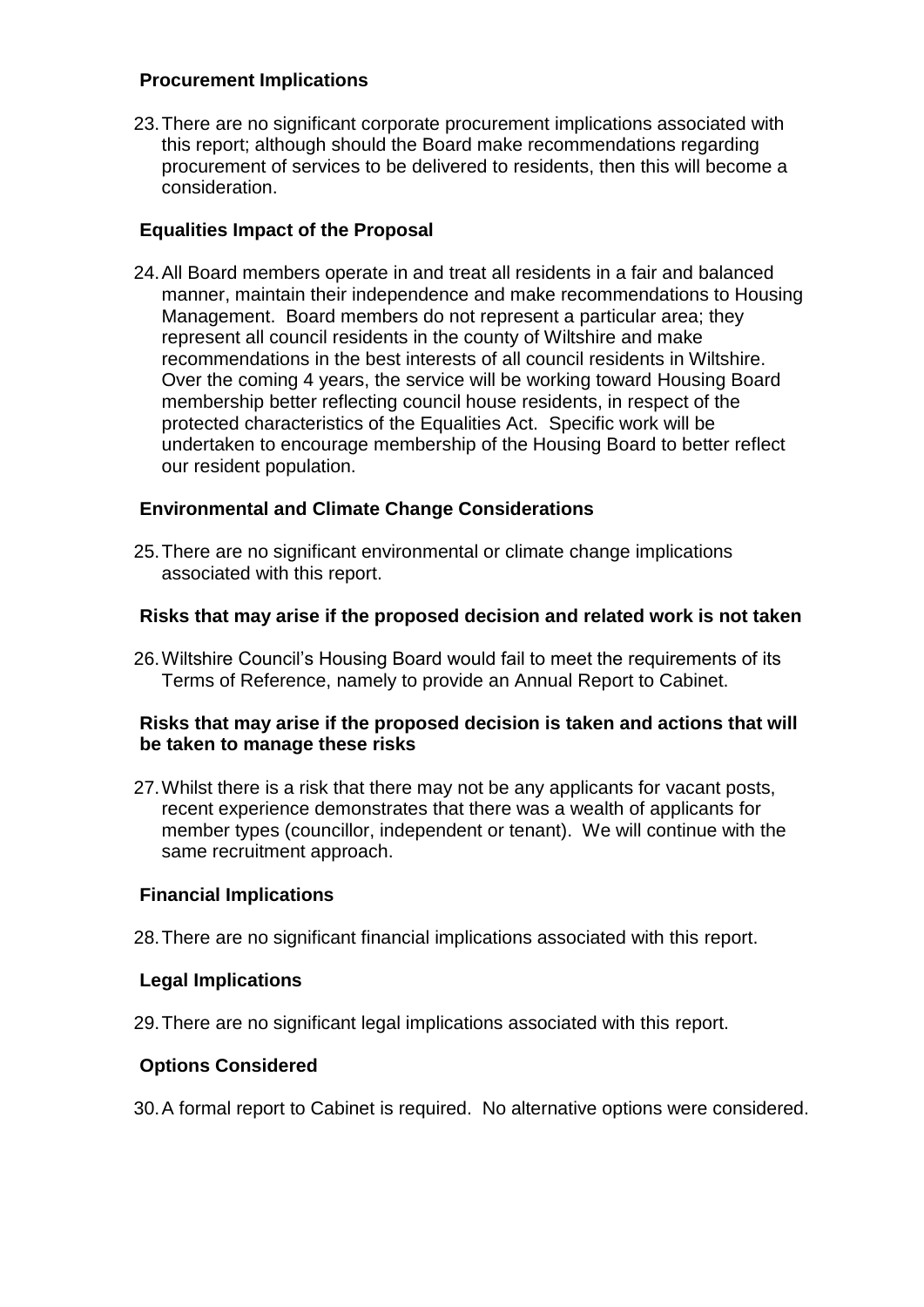**Procurement Implications**

23. There are no significant corporate procurement implications associated with this report; although should the Board make recommendations regarding procurement of services to be delivered to residents, then this will become a consideration.

**Equalities Impact of the Proposal**

24. All Board members operate in and treat all residents in a fair and balanced manner, maintain their independence and make recommendations to Housing Management. Board members do not represent a particular area; they represent all council residents in the county of Wiltshire and make recommendations in the best interests of all council residents in Wiltshire. Over the coming 4 years, the service will be working toward Housing Board membership better reflecting council house residents, in respect of the protected characteristics of the Equalities Act. Specific work will be undertaken to encourage membership of the Housing Board to better reflect our resident population.

**Environmental and Climate Change Considerations**

25. There are no significant environmental or climate change implications associated with this report.

**Risks that may arise if the proposed decision and related work is not taken**

26. Wiltshire Council's Housing Board would fail to meet the requirements of its Terms of Reference, namely to provide an Annual Report to Cabinet.

**Risks that may arise if the proposed decision is taken and actions that will be taken to manage these risks**

27. Whilst there is a risk that there may not be any applicants for vacant posts, recent experience demonstrates that there was a wealth of applicants for member types (councillor, independent or tenant). We will continue with the same recruitment approach.

**Financial Implications**

28. There are no significant financial implications associated with this report.

**Legal Implications**

29. There are no significant legal implications associated with this report.

**Options Considered**

30. A formal report to Cabinet is required. No alternative options were considered.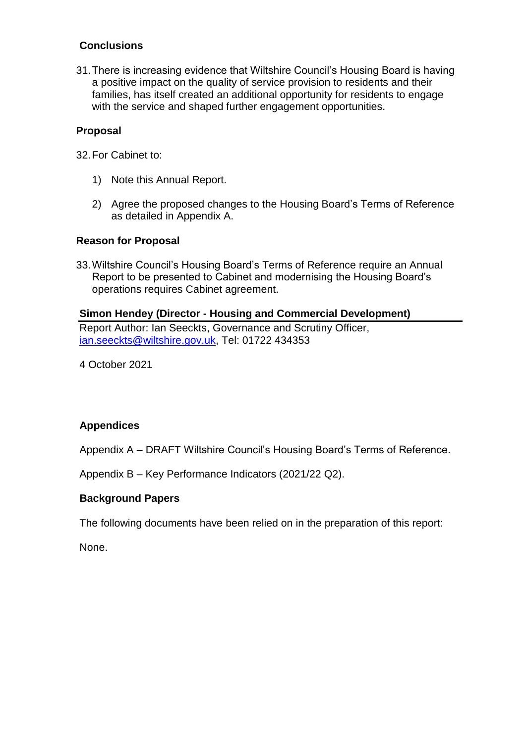**Conclusions**

31. There is increasing evidence that Wiltshire Council's Housing Board is having a positive impact on the quality of service provision to residents and their families, has itself created an additional opportunity for residents to engage with the service and shaped further engagement opportunities.

**Proposal**

32. For Cabinet to:

1) Note this Annual Report.

2) Agree the proposed changes to the Housing Board's Terms of Reference as detailed in Appendix A.

**Reason for Proposal**

33. Wiltshire Council's Housing Board's Terms of Reference require an Annual Report to be presented to Cabinet and modernising the Housing Board's operations requires Cabinet agreement.

**Simon Hendey (Director - Housing and Commercial Development)**

Report Author: Ian Seeckts, Governance and Scrutiny Officer, ian.seeckts@wiltshire.gov.uk, Tel: 01722 434353

4 October 2021

**Appendices**

Appendix A – DRAFT Wiltshire Council's Housing Board's Terms of Reference.

Appendix B – Key Performance Indicators (2021/22 Q2).

**Background Papers**

The following documents have been relied on in the preparation of this report:

None.